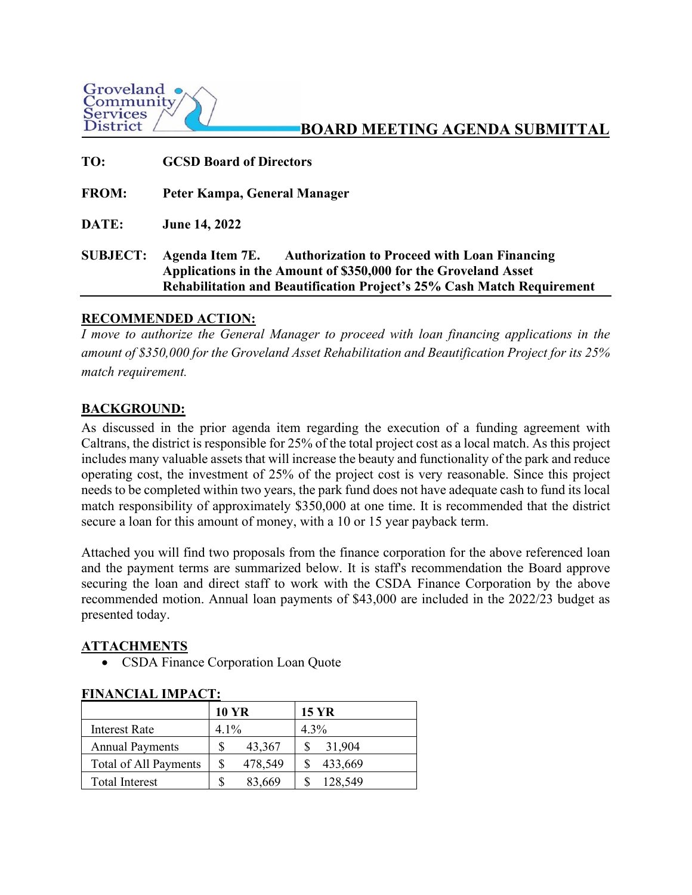Groveland Community Services District

# BOARD MEETING AGENDA SUBMITTAL

**TO:** **GCSD Board of Directors**

**FROM:** **Peter Kampa, General Manager**

**DATE:** **June 14, 2022**

**SUBJECT:** **Agenda Item 7E. Authorization to Proceed with Loan Financing Applications in the Amount of $350,000 for the Groveland Asset Rehabilitation and Beautification Project's 25% Cash Match Requirement**

## RECOMMENDED ACTION:

*I move to authorize the General Manager to proceed with loan financing applications in the amount of $350,000 for the Groveland Asset Rehabilitation and Beautification Project for its 25% match requirement.*

## BACKGROUND:

As discussed in the prior agenda item regarding the execution of a funding agreement with Caltrans, the district is responsible for 25% of the total project cost as a local match. As this project includes many valuable assets that will increase the beauty and functionality of the park and reduce operating cost, the investment of 25% of the project cost is very reasonable. Since this project needs to be completed within two years, the park fund does not have adequate cash to fund its local match responsibility of approximately $350,000 at one time. It is recommended that the district secure a loan for this amount of money, with a 10 or 15 year payback term.

Attached you will find two proposals from the finance corporation for the above referenced loan and the payment terms are summarized below. It is staff's recommendation the Board approve securing the loan and direct staff to work with the CSDA Finance Corporation by the above recommended motion. Annual loan payments of $43,000 are included in the 2022/23 budget as presented today.

## ATTACHMENTS

- CSDA Finance Corporation Loan Quote

## FINANCIAL IMPACT:

| | **10 YR** | **15 YR** |
|---|---|---|
| Interest Rate | 4.1% | 4.3% |
| Annual Payments | $ 43,367 | $ 31,904 |
| Total of All Payments | $ 478,549 | $ 433,669 |
| Total Interest | $ 83,669 | $ 128,549 |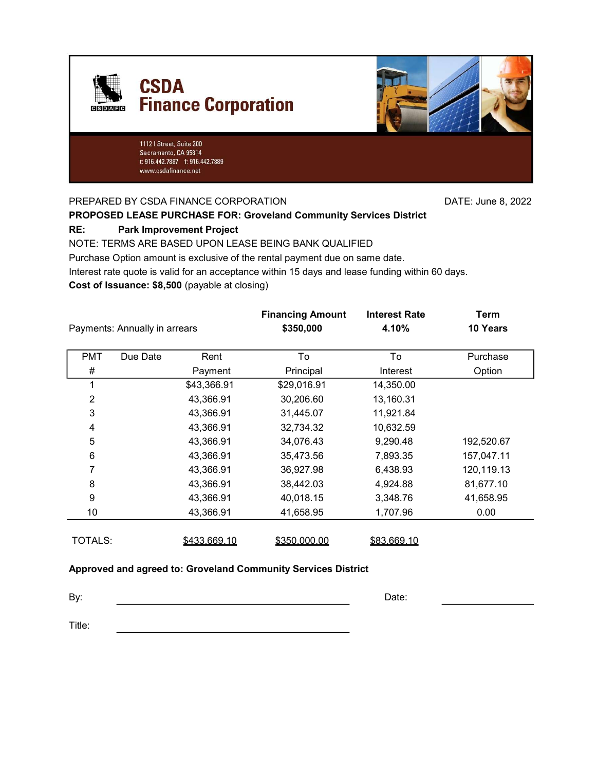# CSDA Finance Corporation

1112 I Street, Suite 200
Sacramento, CA 95814
t: 916.442.7887 f: 916.442.7889
www.csdafinance.net

PREPARED BY CSDA FINANCE CORPORATION DATE: June 8, 2022

**PROPOSED LEASE PURCHASE FOR: Groveland Community Services District**

**RE: Park Improvement Project**

NOTE: TERMS ARE BASED UPON LEASE BEING BANK QUALIFIED

Purchase Option amount is exclusive of the rental payment due on same date.

Interest rate quote is valid for an acceptance within 15 days and lease funding within 60 days.

**Cost of Issuance: $8,500** (payable at closing)

| | Financing Amount | Interest Rate | Term |
|---|---|---|---|
| Payments: Annually in arrears | **$350,000** | **4.10%** | **10 Years** |

| PMT # | Due Date | Rent Payment | To Principal | To Interest | Purchase Option |
|---|---|---|---|---|---|
| 1 | | $43,366.91 | $29,016.91 | 14,350.00 | |
| 2 | | 43,366.91 | 30,206.60 | 13,160.31 | |
| 3 | | 43,366.91 | 31,445.07 | 11,921.84 | |
| 4 | | 43,366.91 | 32,734.32 | 10,632.59 | |
| 5 | | 43,366.91 | 34,076.43 | 9,290.48 | 192,520.67 |
| 6 | | 43,366.91 | 35,473.56 | 7,893.35 | 157,047.11 |
| 7 | | 43,366.91 | 36,927.98 | 6,438.93 | 120,119.13 |
| 8 | | 43,366.91 | 38,442.03 | 4,924.88 | 81,677.10 |
| 9 | | 43,366.91 | 40,018.15 | 3,348.76 | 41,658.95 |
| 10 | | 43,366.91 | 41,658.95 | 1,707.96 | 0.00 |
| TOTALS: | | $433,669.10 | $350,000.00 | $83,669.10 | |

**Approved and agreed to: Groveland Community Services District**

By: \_\_\_\_\_\_\_\_\_\_\_\_\_\_\_\_\_\_\_\_\_\_\_\_\_\_\_\_\_\_ Date: \_\_\_\_\_\_\_\_\_\_\_\_

Title: \_\_\_\_\_\_\_\_\_\_\_\_\_\_\_\_\_\_\_\_\_\_\_\_\_\_\_\_\_\_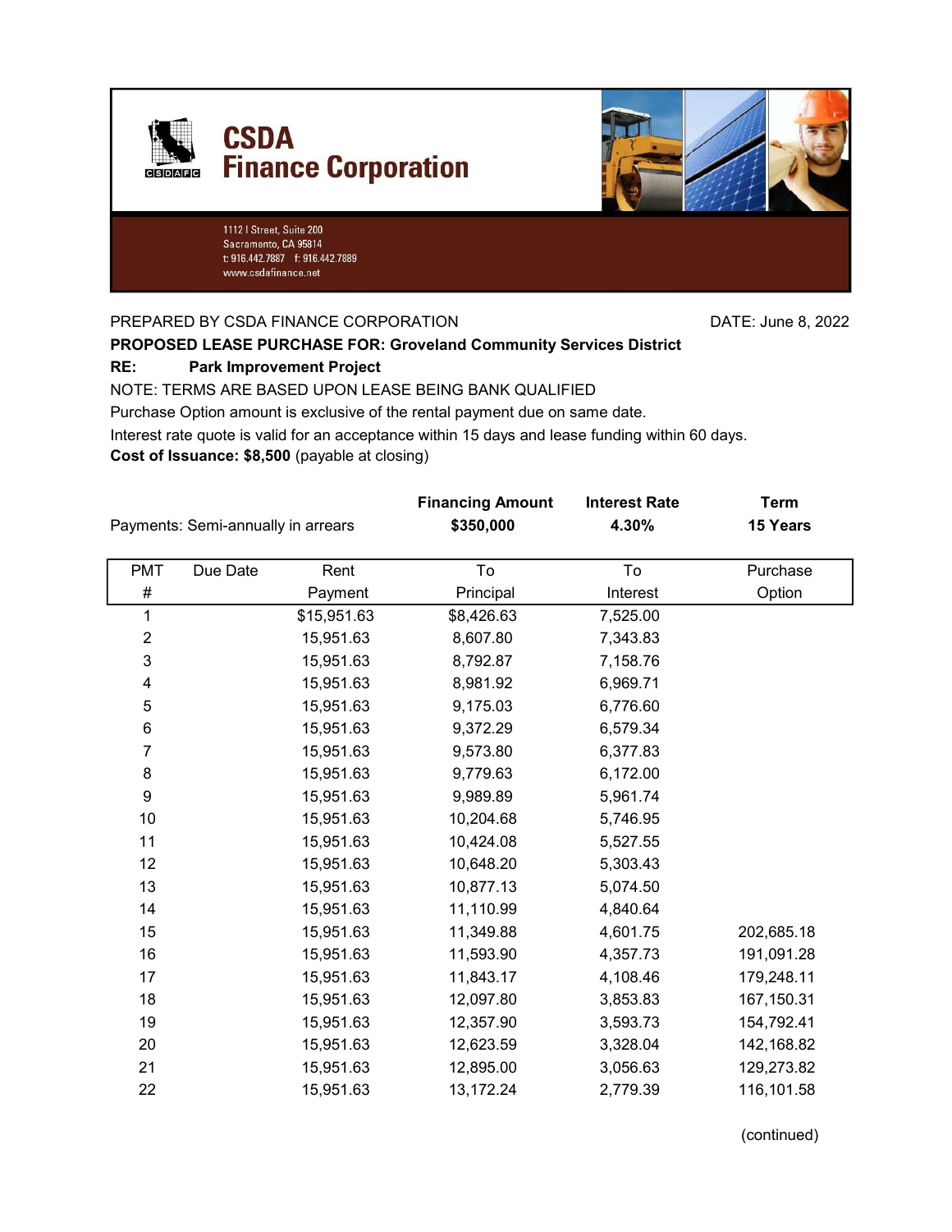# CSDA Finance Corporation

1112 I Street, Suite 200
Sacramento, CA 95814
t: 916.442.7887 f: 916.442.7889
www.csdafinance.net

PREPARED BY CSDA FINANCE CORPORATION DATE: June 8, 2022

**PROPOSED LEASE PURCHASE FOR: Groveland Community Services District**

**RE: Park Improvement Project**

NOTE: TERMS ARE BASED UPON LEASE BEING BANK QUALIFIED

Purchase Option amount is exclusive of the rental payment due on same date.

Interest rate quote is valid for an acceptance within 15 days and lease funding within 60 days.

**Cost of Issuance: $8,500** (payable at closing)

| | Financing Amount | Interest Rate | Term |
|---|---|---|---|
| Payments: Semi-annually in arrears | **$350,000** | **4.30%** | **15 Years** |

| PMT # | Due Date | Rent Payment | To Principal | To Interest | Purchase Option |
|---|---|---|---|---|---|
| 1 | | $15,951.63 | $8,426.63 | 7,525.00 | |
| 2 | | 15,951.63 | 8,607.80 | 7,343.83 | |
| 3 | | 15,951.63 | 8,792.87 | 7,158.76 | |
| 4 | | 15,951.63 | 8,981.92 | 6,969.71 | |
| 5 | | 15,951.63 | 9,175.03 | 6,776.60 | |
| 6 | | 15,951.63 | 9,372.29 | 6,579.34 | |
| 7 | | 15,951.63 | 9,573.80 | 6,377.83 | |
| 8 | | 15,951.63 | 9,779.63 | 6,172.00 | |
| 9 | | 15,951.63 | 9,989.89 | 5,961.74 | |
| 10 | | 15,951.63 | 10,204.68 | 5,746.95 | |
| 11 | | 15,951.63 | 10,424.08 | 5,527.55 | |
| 12 | | 15,951.63 | 10,648.20 | 5,303.43 | |
| 13 | | 15,951.63 | 10,877.13 | 5,074.50 | |
| 14 | | 15,951.63 | 11,110.99 | 4,840.64 | |
| 15 | | 15,951.63 | 11,349.88 | 4,601.75 | 202,685.18 |
| 16 | | 15,951.63 | 11,593.90 | 4,357.73 | 191,091.28 |
| 17 | | 15,951.63 | 11,843.17 | 4,108.46 | 179,248.11 |
| 18 | | 15,951.63 | 12,097.80 | 3,853.83 | 167,150.31 |
| 19 | | 15,951.63 | 12,357.90 | 3,593.73 | 154,792.41 |
| 20 | | 15,951.63 | 12,623.59 | 3,328.04 | 142,168.82 |
| 21 | | 15,951.63 | 12,895.00 | 3,056.63 | 129,273.82 |
| 22 | | 15,951.63 | 13,172.24 | 2,779.39 | 116,101.58 |

(continued)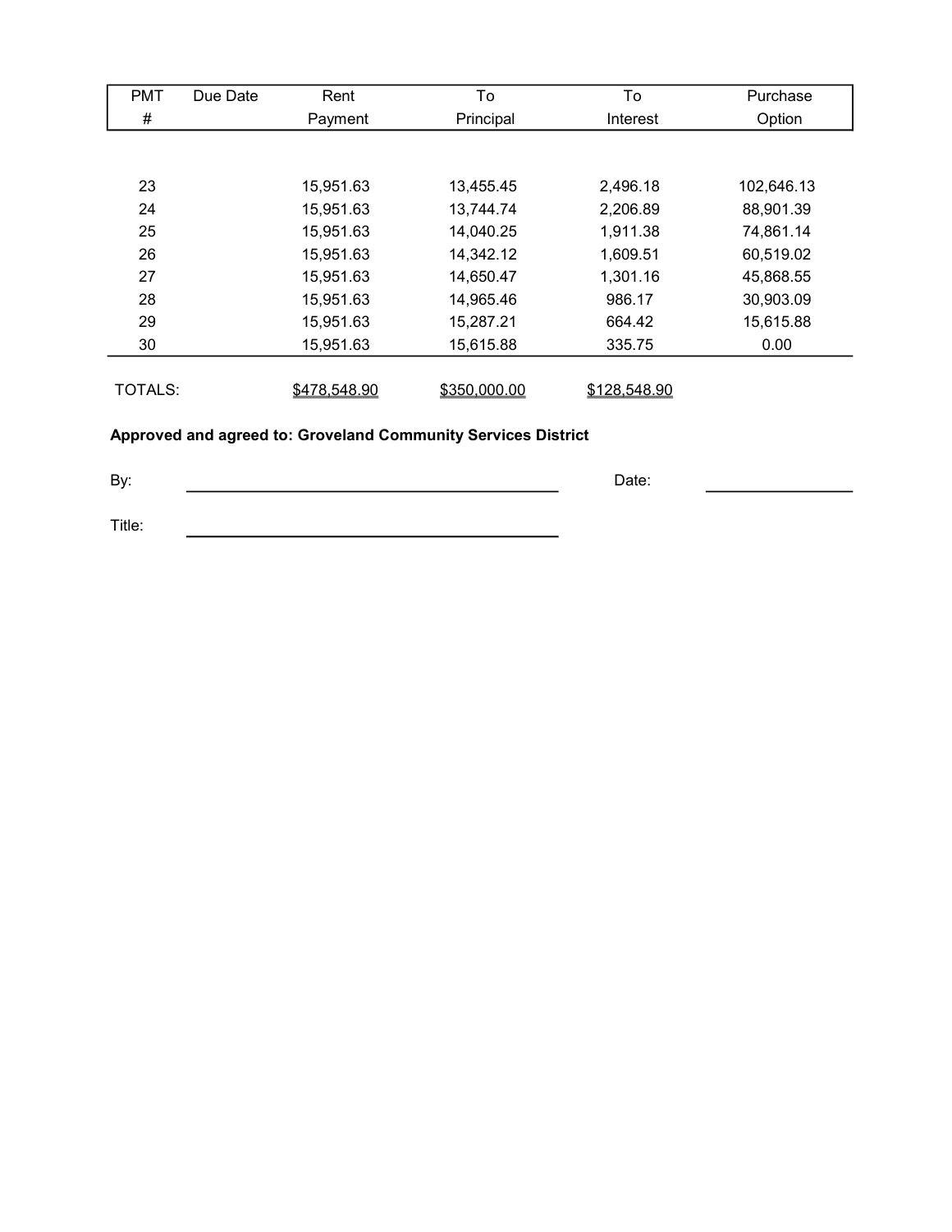| PMT # | Due Date | Rent Payment | To Principal | To Interest | Purchase Option |
|---|---|---|---|---|---|
| 23 | | 15,951.63 | 13,455.45 | 2,496.18 | 102,646.13 |
| 24 | | 15,951.63 | 13,744.74 | 2,206.89 | 88,901.39 |
| 25 | | 15,951.63 | 14,040.25 | 1,911.38 | 74,861.14 |
| 26 | | 15,951.63 | 14,342.12 | 1,609.51 | 60,519.02 |
| 27 | | 15,951.63 | 14,650.47 | 1,301.16 | 45,868.55 |
| 28 | | 15,951.63 | 14,965.46 | 986.17 | 30,903.09 |
| 29 | | 15,951.63 | 15,287.21 | 664.42 | 15,615.88 |
| 30 | | 15,951.63 | 15,615.88 | 335.75 | 0.00 |
| TOTALS: | | $478,548.90 | $350,000.00 | $128,548.90 | |

**Approved and agreed to: Groveland Community Services District**

By: ______________________________ Date: ______________

Title: ______________________________